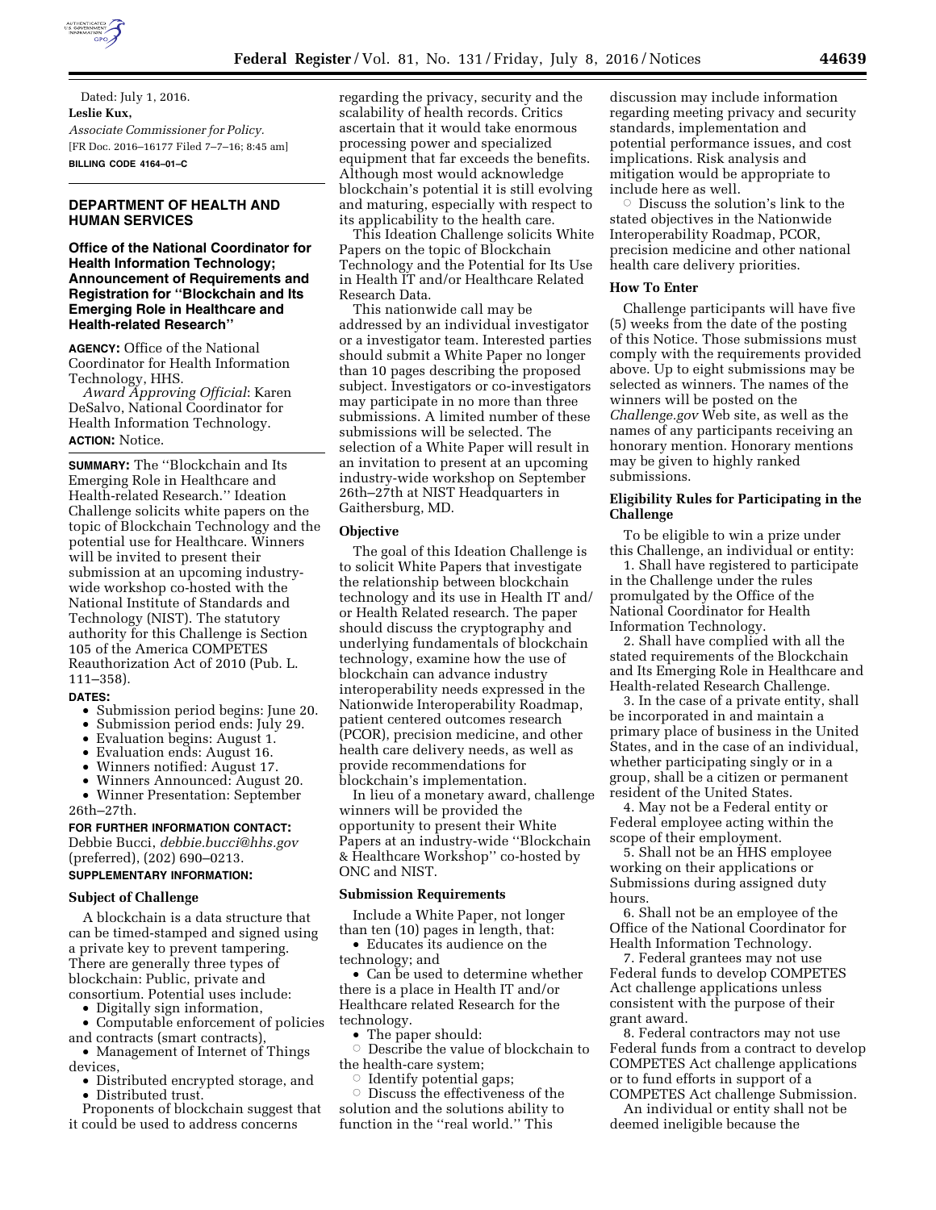Dated: July 1, 2016.

**Leslie Kux,**

*Associate Commissioner for Policy.*

[FR Doc. 2016–16177 Filed 7–7–16; 8:45 am]

**BILLING CODE 4164–01–C**

## DEPARTMENT OF HEALTH AND HUMAN SERVICES

### Office of the National Coordinator for Health Information Technology; Announcement of Requirements and Registration for "Blockchain and Its Emerging Role in Healthcare and Health-related Research"

**AGENCY:** Office of the National Coordinator for Health Information Technology, HHS.

*Award Approving Official*: Karen DeSalvo, National Coordinator for Health Information Technology.

**ACTION:** Notice.

**SUMMARY:** The "Blockchain and Its Emerging Role in Healthcare and Health-related Research." Ideation Challenge solicits white papers on the topic of Blockchain Technology and the potential use for Healthcare. Winners will be invited to present their submission at an upcoming industry-wide workshop co-hosted with the National Institute of Standards and Technology (NIST). The statutory authority for this Challenge is Section 105 of the America COMPETES Reauthorization Act of 2010 (Pub. L. 111–358).

**DATES:**

- Submission period begins: June 20.
- Submission period ends: July 29.
- Evaluation begins: August 1.
- Evaluation ends: August 16.
- Winners notified: August 17.
- Winners Announced: August 20.
- Winner Presentation: September 26th–27th.

**FOR FURTHER INFORMATION CONTACT:** Debbie Bucci, *debbie.bucci@hhs.gov* (preferred), (202) 690–0213.

**SUPPLEMENTARY INFORMATION:**

#### Subject of Challenge

A blockchain is a data structure that can be timed-stamped and signed using a private key to prevent tampering. There are generally three types of blockchain: Public, private and consortium. Potential uses include:

- Digitally sign information,
- Computable enforcement of policies and contracts (smart contracts),
- Management of Internet of Things devices,
- Distributed encrypted storage, and
- Distributed trust.

Proponents of blockchain suggest that it could be used to address concerns regarding the privacy, security and the scalability of health records. Critics ascertain that it would take enormous processing power and specialized equipment that far exceeds the benefits. Although most would acknowledge blockchain's potential it is still evolving and maturing, especially with respect to its applicability to the health care.

This Ideation Challenge solicits White Papers on the topic of Blockchain Technology and the Potential for Its Use in Health IT and/or Healthcare Related Research Data.

This nationwide call may be addressed by an individual investigator or a investigator team. Interested parties should submit a White Paper no longer than 10 pages describing the proposed subject. Investigators or co-investigators may participate in no more than three submissions. A limited number of these submissions will be selected. The selection of a White Paper will result in an invitation to present at an upcoming industry-wide workshop on September 26th–27th at NIST Headquarters in Gaithersburg, MD.

#### Objective

The goal of this Ideation Challenge is to solicit White Papers that investigate the relationship between blockchain technology and its use in Health IT and/or Health Related research. The paper should discuss the cryptography and underlying fundamentals of blockchain technology, examine how the use of blockchain can advance industry interoperability needs expressed in the Nationwide Interoperability Roadmap, patient centered outcomes research (PCOR), precision medicine, and other health care delivery needs, as well as provide recommendations for blockchain's implementation.

In lieu of a monetary award, challenge winners will be provided the opportunity to present their White Papers at an industry-wide "Blockchain & Healthcare Workshop" co-hosted by ONC and NIST.

#### Submission Requirements

Include a White Paper, not longer than ten (10) pages in length, that:

- Educates its audience on the technology; and
- Can be used to determine whether there is a place in Health IT and/or Healthcare related Research for the technology.
- The paper should:
  - Describe the value of blockchain to the health-care system;
  - Identify potential gaps;
  - Discuss the effectiveness of the solution and the solutions ability to function in the "real world." This discussion may include information regarding meeting privacy and security standards, implementation and potential performance issues, and cost implications. Risk analysis and mitigation would be appropriate to include here as well.
  - Discuss the solution's link to the stated objectives in the Nationwide Interoperability Roadmap, PCOR, precision medicine and other national health care delivery priorities.

#### How To Enter

Challenge participants will have five (5) weeks from the date of the posting of this Notice. Those submissions must comply with the requirements provided above. Up to eight submissions may be selected as winners. The names of the winners will be posted on the *Challenge.gov* Web site, as well as the names of any participants receiving an honorary mention. Honorary mentions may be given to highly ranked submissions.

#### Eligibility Rules for Participating in the Challenge

To be eligible to win a prize under this Challenge, an individual or entity:

1. Shall have registered to participate in the Challenge under the rules promulgated by the Office of the National Coordinator for Health Information Technology.
2. Shall have complied with all the stated requirements of the Blockchain and Its Emerging Role in Healthcare and Health-related Research Challenge.
3. In the case of a private entity, shall be incorporated in and maintain a primary place of business in the United States, and in the case of an individual, whether participating singly or in a group, shall be a citizen or permanent resident of the United States.
4. May not be a Federal entity or Federal employee acting within the scope of their employment.
5. Shall not be an HHS employee working on their applications or Submissions during assigned duty hours.
6. Shall not be an employee of the Office of the National Coordinator for Health Information Technology.
7. Federal grantees may not use Federal funds to develop COMPETES Act challenge applications unless consistent with the purpose of their grant award.
8. Federal contractors may not use Federal funds from a contract to develop COMPETES Act challenge applications or to fund efforts in support of a COMPETES Act challenge Submission.

An individual or entity shall not be deemed ineligible because the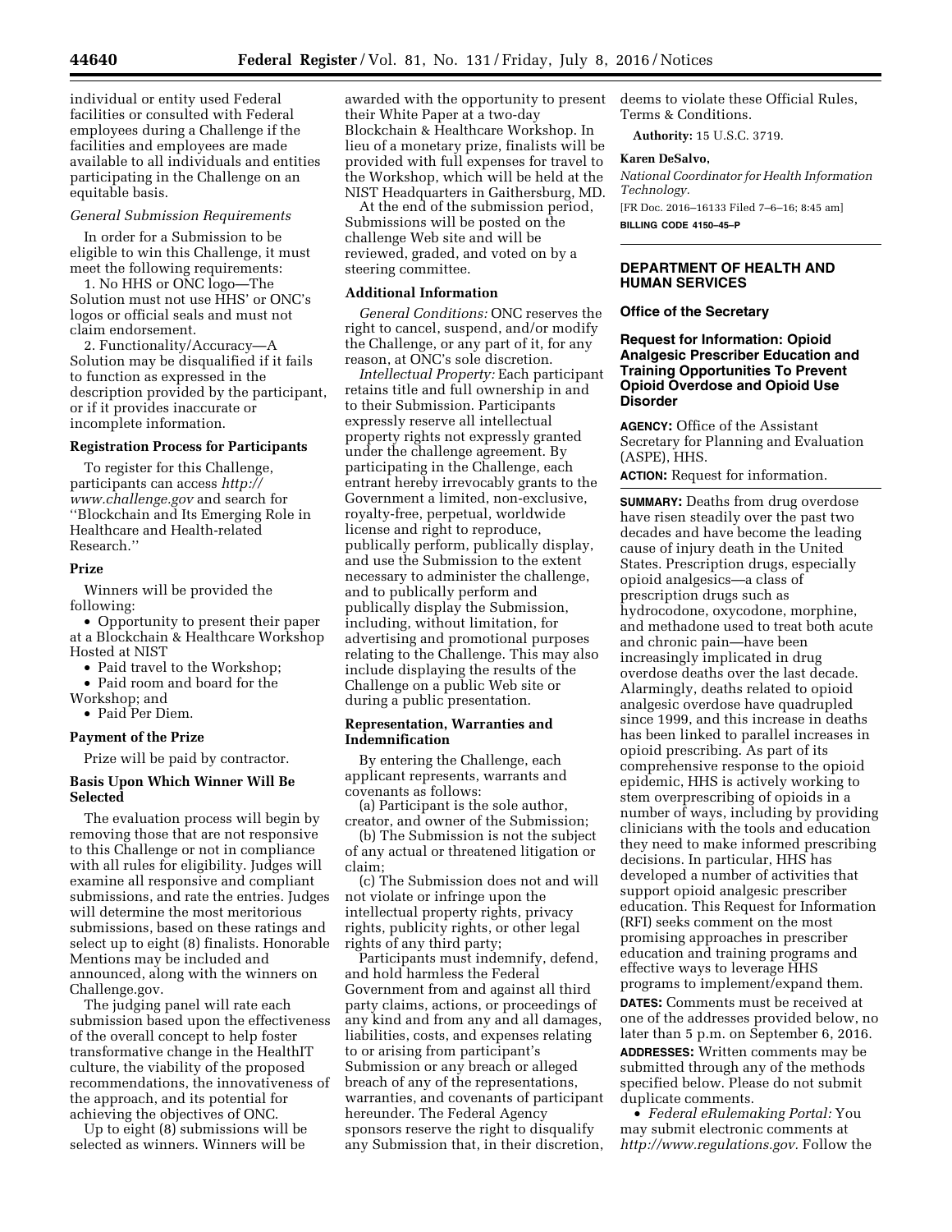individual or entity used Federal facilities or consulted with Federal employees during a Challenge if the facilities and employees are made available to all individuals and entities participating in the Challenge on an equitable basis.

*General Submission Requirements*

In order for a Submission to be eligible to win this Challenge, it must meet the following requirements:

1. No HHS or ONC logo—The Solution must not use HHS' or ONC's logos or official seals and must not claim endorsement.

2. Functionality/Accuracy—A Solution may be disqualified if it fails to function as expressed in the description provided by the participant, or if it provides inaccurate or incomplete information.

**Registration Process for Participants**

To register for this Challenge, participants can access *http://www.challenge.gov* and search for ''Blockchain and Its Emerging Role in Healthcare and Health-related Research.''

**Prize**

Winners will be provided the following:

- Opportunity to present their paper at a Blockchain & Healthcare Workshop Hosted at NIST
- Paid travel to the Workshop;
- Paid room and board for the Workshop; and
- Paid Per Diem.

**Payment of the Prize**

Prize will be paid by contractor.

**Basis Upon Which Winner Will Be Selected**

The evaluation process will begin by removing those that are not responsive to this Challenge or not in compliance with all rules for eligibility. Judges will examine all responsive and compliant submissions, and rate the entries. Judges will determine the most meritorious submissions, based on these ratings and select up to eight (8) finalists. Honorable Mentions may be included and announced, along with the winners on Challenge.gov.

The judging panel will rate each submission based upon the effectiveness of the overall concept to help foster transformative change in the HealthIT culture, the viability of the proposed recommendations, the innovativeness of the approach, and its potential for achieving the objectives of ONC.

Up to eight (8) submissions will be selected as winners. Winners will be awarded with the opportunity to present their White Paper at a two-day Blockchain & Healthcare Workshop. In lieu of a monetary prize, finalists will be provided with full expenses for travel to the Workshop, which will be held at the NIST Headquarters in Gaithersburg, MD.

At the end of the submission period, Submissions will be posted on the challenge Web site and will be reviewed, graded, and voted on by a steering committee.

**Additional Information**

*General Conditions:* ONC reserves the right to cancel, suspend, and/or modify the Challenge, or any part of it, for any reason, at ONC's sole discretion.

*Intellectual Property:* Each participant retains title and full ownership in and to their Submission. Participants expressly reserve all intellectual property rights not expressly granted under the challenge agreement. By participating in the Challenge, each entrant hereby irrevocably grants to the Government a limited, non-exclusive, royalty-free, perpetual, worldwide license and right to reproduce, publically perform, publically display, and use the Submission to the extent necessary to administer the challenge, and to publically perform and publically display the Submission, including, without limitation, for advertising and promotional purposes relating to the Challenge. This may also include displaying the results of the Challenge on a public Web site or during a public presentation.

**Representation, Warranties and Indemnification**

By entering the Challenge, each applicant represents, warrants and covenants as follows:

(a) Participant is the sole author, creator, and owner of the Submission;

(b) The Submission is not the subject of any actual or threatened litigation or claim;

(c) The Submission does not and will not violate or infringe upon the intellectual property rights, privacy rights, publicity rights, or other legal rights of any third party;

Participants must indemnify, defend, and hold harmless the Federal Government from and against all third party claims, actions, or proceedings of any kind and from any and all damages, liabilities, costs, and expenses relating to or arising from participant's Submission or any breach or alleged breach of any of the representations, warranties, and covenants of participant hereunder. The Federal Agency sponsors reserve the right to disqualify any Submission that, in their discretion, deems to violate these Official Rules, Terms & Conditions.

**Authority:** 15 U.S.C. 3719.

**Karen DeSalvo,**

*National Coordinator for Health Information Technology.*

[FR Doc. 2016–16133 Filed 7–6–16; 8:45 am]

**BILLING CODE 4150–45–P**

---

## DEPARTMENT OF HEALTH AND HUMAN SERVICES

### Office of the Secretary

### Request for Information: Opioid Analgesic Prescriber Education and Training Opportunities To Prevent Opioid Overdose and Opioid Use Disorder

**AGENCY:** Office of the Assistant Secretary for Planning and Evaluation (ASPE), HHS.

**ACTION:** Request for information.

**SUMMARY:** Deaths from drug overdose have risen steadily over the past two decades and have become the leading cause of injury death in the United States. Prescription drugs, especially opioid analgesics—a class of prescription drugs such as hydrocodone, oxycodone, morphine, and methadone used to treat both acute and chronic pain—have been increasingly implicated in drug overdose deaths over the last decade. Alarmingly, deaths related to opioid analgesic overdose have quadrupled since 1999, and this increase in deaths has been linked to parallel increases in opioid prescribing. As part of its comprehensive response to the opioid epidemic, HHS is actively working to stem overprescribing of opioids in a number of ways, including by providing clinicians with the tools and education they need to make informed prescribing decisions. In particular, HHS has developed a number of activities that support opioid analgesic prescriber education. This Request for Information (RFI) seeks comment on the most promising approaches in prescriber education and training programs and effective ways to leverage HHS programs to implement/expand them.

**DATES:** Comments must be received at one of the addresses provided below, no later than 5 p.m. on September 6, 2016.

**ADDRESSES:** Written comments may be submitted through any of the methods specified below. Please do not submit duplicate comments.

- *Federal eRulemaking Portal:* You may submit electronic comments at *http://www.regulations.gov.* Follow the